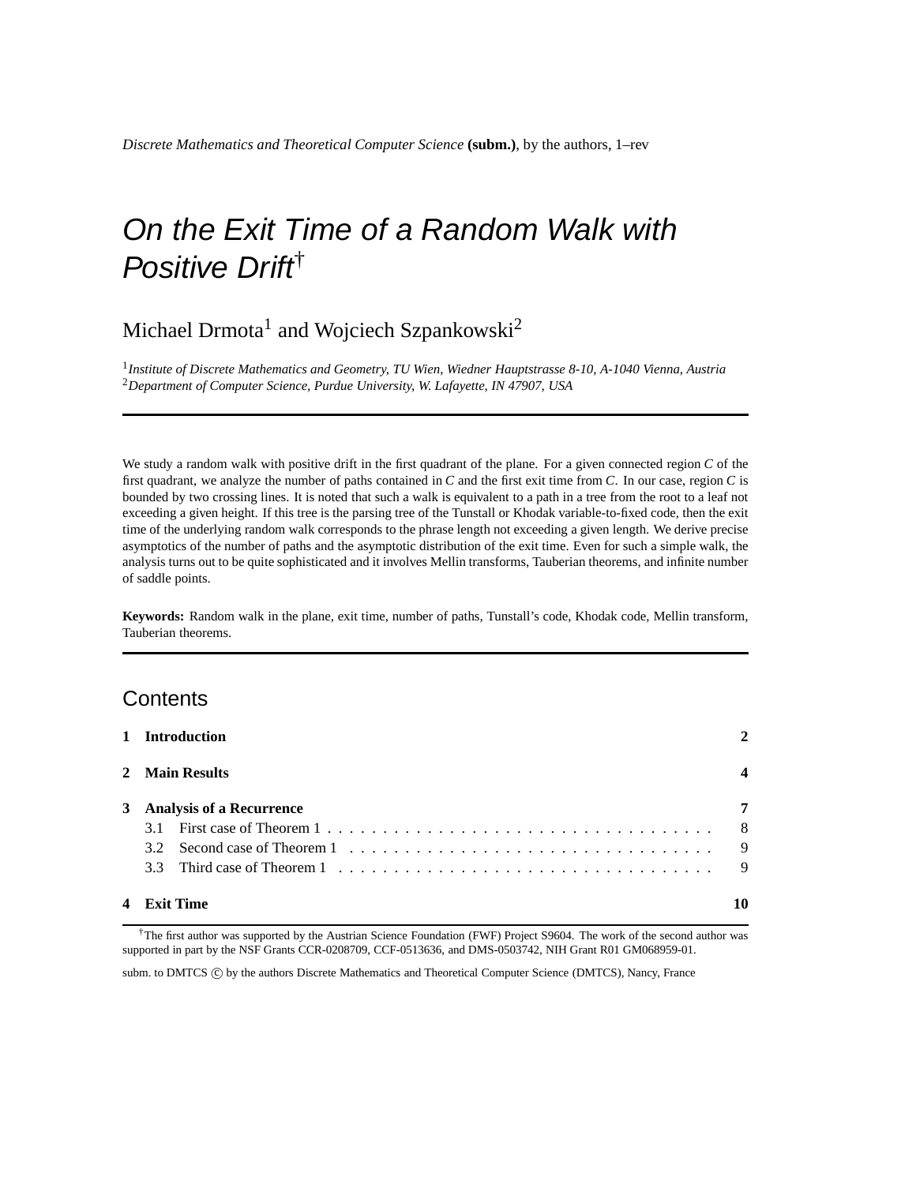# On the Exit Time of a Random Walk with Positive Drift[†]

Michael Drmota[1] and Wojciech Szpankowski[2]

[1] *Institute of Discrete Mathematics and Geometry, TU Wien, Wiedner Hauptstrasse 8-10, A-1040 Vienna, Austria*
[2] *Department of Computer Science, Purdue University, W. Lafayette, IN 47907, USA*

---

We study a random walk with positive drift in the first quadrant of the plane. For a given connected region $C$ of the first quadrant, we analyze the number of paths contained in $C$ and the first exit time from $C$. In our case, region $C$ is bounded by two crossing lines. It is noted that such a walk is equivalent to a path in a tree from the root to a leaf not exceeding a given height. If this tree is the parsing tree of the Tunstall or Khodak variable-to-fixed code, then the exit time of the underlying random walk corresponds to the phrase length not exceeding a given length. We derive precise asymptotics of the number of paths and the asymptotic distribution of the exit time. Even for such a simple walk, the analysis turns out to be quite sophisticated and it involves Mellin transforms, Tauberian theorems, and infinite number of saddle points.

**Keywords:** Random walk in the plane, exit time, number of paths, Tunstall's code, Khodak code, Mellin transform, Tauberian theorems.

---

## Contents

| | | |
|---|---|---|
| **1** | **Introduction** | **2** |
| **2** | **Main Results** | **4** |
| **3** | **Analysis of a Recurrence** | **7** |
| | 3.1 First case of Theorem 1 | 8 |
| | 3.2 Second case of Theorem 1 | 9 |
| | 3.3 Third case of Theorem 1 | 9 |
| **4** | **Exit Time** | **10** |

[†] The first author was supported by the Austrian Science Foundation (FWF) Project S9604. The work of the second author was supported in part by the NSF Grants CCR-0208709, CCF-0513636, and DMS-0503742, NIH Grant R01 GM068959-01.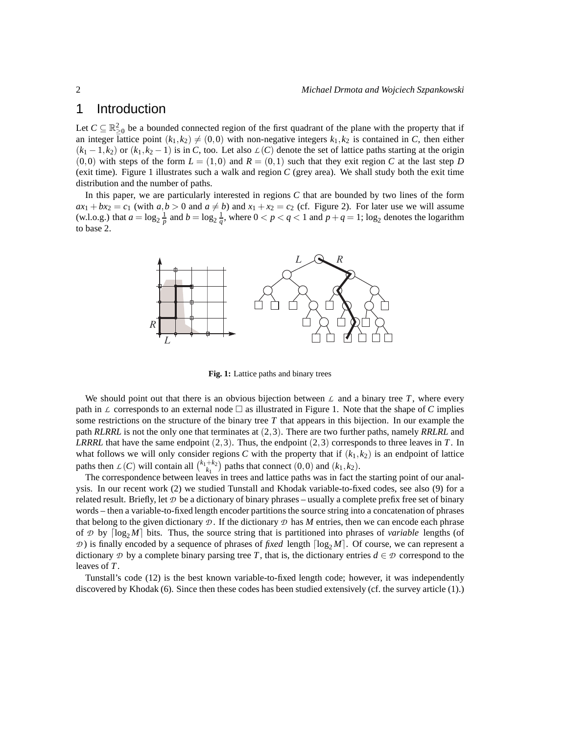# 1 Introduction

Let $C \subseteq \mathbb{R}^2_{\geq 0}$ be a bounded connected region of the first quadrant of the plane with the property that if an integer lattice point $(k_1, k_2) \neq (0,0)$ with non-negative integers $k_1, k_2$ is contained in $C$, then either $(k_1 - 1, k_2)$ or $(k_1, k_2 - 1)$ is in $C$, too. Let also $\mathcal{L}(C)$ denote the set of lattice paths starting at the origin $(0,0)$ with steps of the form $L = (1,0)$ and $R = (0,1)$ such that they exit region $C$ at the last step $D$ (exit time). Figure 1 illustrates such a walk and region $C$ (grey area). We shall study both the exit time distribution and the number of paths.

In this paper, we are particularly interested in regions $C$ that are bounded by two lines of the form $ax_1 + bx_2 = c_1$ (with $a, b > 0$ and $a \neq b$) and $x_1 + x_2 = c_2$ (cf. Figure 2). For later use we will assume (w.l.o.g.) that $a = \log_2 \frac{1}{p}$ and $b = \log_2 \frac{1}{q}$, where $0 < p < q < 1$ and $p + q = 1$; $\log_2$ denotes the logarithm to base 2.

**Fig. 1:** Lattice paths and binary trees

We should point out that there is an obvious bijection between $\mathcal{L}$ and a binary tree $T$, where every path in $\mathcal{L}$ corresponds to an external node $\square$ as illustrated in Figure 1. Note that the shape of $C$ implies some restrictions on the structure of the binary tree $T$ that appears in this bijection. In our example the path *RLRRL* is not the only one that terminates at $(2,3)$. There are two further paths, namely *RRLRL* and *LRRRL* that have the same endpoint $(2,3)$. Thus, the endpoint $(2,3)$ corresponds to three leaves in $T$. In what follows we will only consider regions $C$ with the property that if $(k_1, k_2)$ is an endpoint of lattice paths then $\mathcal{L}(C)$ will contain all $\binom{k_1+k_2}{k_1}$ paths that connect $(0,0)$ and $(k_1, k_2)$.

The correspondence between leaves in trees and lattice paths was in fact the starting point of our analysis. In our recent work (2) we studied Tunstall and Khodak variable-to-fixed codes, see also (9) for a related result. Briefly, let $\mathcal{D}$ be a dictionary of binary phrases – usually a complete prefix free set of binary words – then a variable-to-fixed length encoder partitions the source string into a concatenation of phrases that belong to the given dictionary $\mathcal{D}$. If the dictionary $\mathcal{D}$ has $M$ entries, then we can encode each phrase of $\mathcal{D}$ by $\lceil \log_2 M \rceil$ bits. Thus, the source string that is partitioned into phrases of *variable* lengths (of $\mathcal{D}$) is finally encoded by a sequence of phrases of *fixed* length $\lceil \log_2 M \rceil$. Of course, we can represent a dictionary $\mathcal{D}$ by a complete binary parsing tree $T$, that is, the dictionary entries $d \in \mathcal{D}$ correspond to the leaves of $T$.

Tunstall's code (12) is the best known variable-to-fixed length code; however, it was independently discovered by Khodak (6). Since then these codes has been studied extensively (cf. the survey article (1).)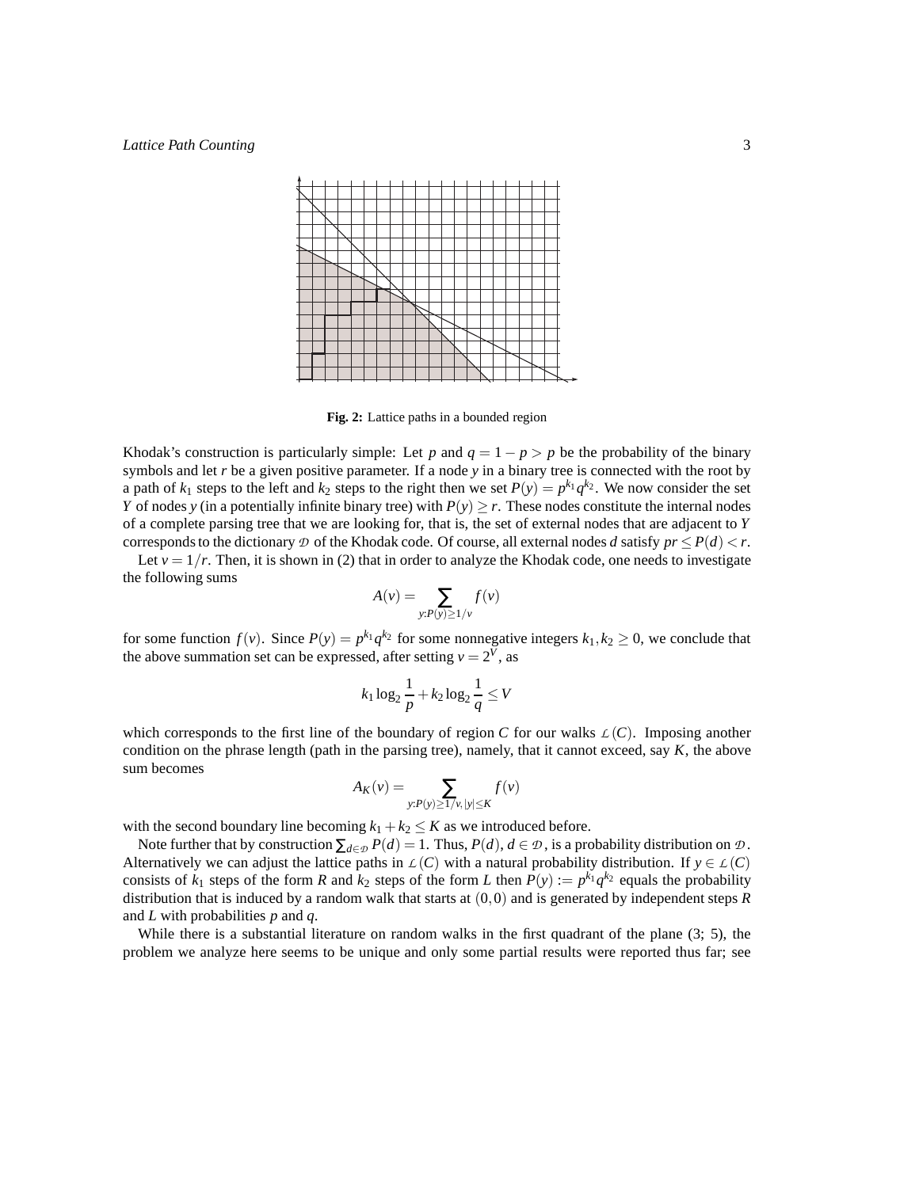**Fig. 2:** Lattice paths in a bounded region

Khodak's construction is particularly simple: Let $p$ and $q = 1 - p > p$ be the probability of the binary symbols and let $r$ be a given positive parameter. If a node $y$ in a binary tree is connected with the root by a path of $k_1$ steps to the left and $k_2$ steps to the right then we set $P(y) = p^{k_1} q^{k_2}$. We now consider the set $Y$ of nodes $y$ (in a potentially infinite binary tree) with $P(y) \geq r$. These nodes constitute the internal nodes of a complete parsing tree that we are looking for, that is, the set of external nodes that are adjacent to $Y$ corresponds to the dictionary $\mathcal{D}$ of the Khodak code. Of course, all external nodes $d$ satisfy $pr \leq P(d) < r$.

Let $v = 1/r$. Then, it is shown in (2) that in order to analyze the Khodak code, one needs to investigate the following sums

$$A(v) = \sum_{y: P(y) \geq 1/v} f(v)$$

for some function $f(v)$. Since $P(y) = p^{k_1} q^{k_2}$ for some nonnegative integers $k_1, k_2 \geq 0$, we conclude that the above summation set can be expressed, after setting $v = 2^V$, as

$$k_1 \log_2 \frac{1}{p} + k_2 \log_2 \frac{1}{q} \leq V$$

which corresponds to the first line of the boundary of region $C$ for our walks $\mathcal{L}(C)$. Imposing another condition on the phrase length (path in the parsing tree), namely, that it cannot exceed, say $K$, the above sum becomes

$$A_K(v) = \sum_{y: P(y) \geq 1/v, |y| \leq K} f(v)$$

with the second boundary line becoming $k_1 + k_2 \leq K$ as we introduced before.

Note further that by construction $\sum_{d \in \mathcal{D}} P(d) = 1$. Thus, $P(d)$, $d \in \mathcal{D}$, is a probability distribution on $\mathcal{D}$. Alternatively we can adjust the lattice paths in $\mathcal{L}(C)$ with a natural probability distribution. If $y \in \mathcal{L}(C)$ consists of $k_1$ steps of the form $R$ and $k_2$ steps of the form $L$ then $P(y) := p^{k_1} q^{k_2}$ equals the probability distribution that is induced by a random walk that starts at $(0,0)$ and is generated by independent steps $R$ and $L$ with probabilities $p$ and $q$.

While there is a substantial literature on random walks in the first quadrant of the plane (3; 5), the problem we analyze here seems to be unique and only some partial results were reported thus far; see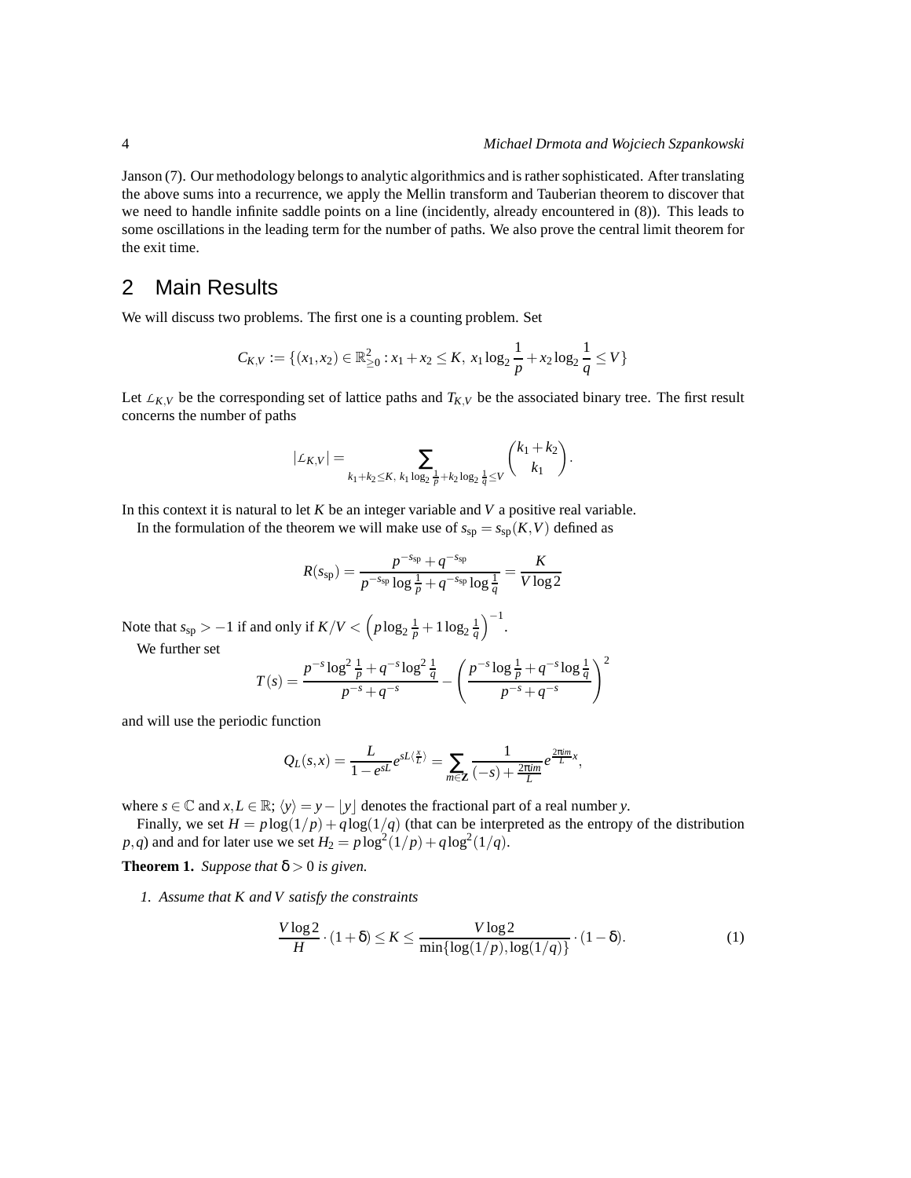Janson (7). Our methodology belongs to analytic algorithmics and is rather sophisticated. After translating the above sums into a recurrence, we apply the Mellin transform and Tauberian theorem to discover that we need to handle infinite saddle points on a line (incidently, already encountered in (8)). This leads to some oscillations in the leading term for the number of paths. We also prove the central limit theorem for the exit time.

## 2 Main Results

We will discuss two problems. The first one is a counting problem. Set

$$C_{K,V} := \{(x_1,x_2) \in \mathbb{R}^2_{\geq 0} : x_1 + x_2 \leq K,\ x_1 \log_2 \frac{1}{p} + x_2 \log_2 \frac{1}{q} \leq V\}$$

Let $\mathcal{L}_{K,V}$ be the corresponding set of lattice paths and $T_{K,V}$ be the associated binary tree. The first result concerns the number of paths

$$|\mathcal{L}_{K,V}| = \sum_{k_1+k_2 \leq K,\ k_1 \log_2 \frac{1}{p} + k_2 \log_2 \frac{1}{q} \leq V} \binom{k_1+k_2}{k_1}.$$

In this context it is natural to let $K$ be an integer variable and $V$ a positive real variable.

In the formulation of the theorem we will make use of $s_{\rm sp} = s_{\rm sp}(K,V)$ defined as

$$R(s_{\rm sp}) = \frac{p^{-s_{\rm sp}} + q^{-s_{\rm sp}}}{p^{-s_{\rm sp}} \log \frac{1}{p} + q^{-s_{\rm sp}} \log \frac{1}{q}} = \frac{K}{V \log 2}$$

Note that $s_{\rm sp} > -1$ if and only if $K/V < \left(p \log_2 \frac{1}{p} + 1 \log_2 \frac{1}{q}\right)^{-1}$.

We further set

$$T(s) = \frac{p^{-s} \log^2 \frac{1}{p} + q^{-s} \log^2 \frac{1}{q}}{p^{-s} + q^{-s}} - \left(\frac{p^{-s} \log \frac{1}{p} + q^{-s} \log \frac{1}{q}}{p^{-s} + q^{-s}}\right)^2$$

and will use the periodic function

$$Q_L(s,x) = \frac{L}{1-e^{sL}} e^{sL\langle \frac{x}{L} \rangle} = \sum_{m \in \mathbf{Z}} \frac{1}{(-s) + \frac{2\pi i m}{L}} e^{\frac{2\pi i m}{L} x},$$

where $s \in \mathbb{C}$ and $x, L \in \mathbb{R}$; $\langle y \rangle = y - \lfloor y \rfloor$ denotes the fractional part of a real number $y$.

Finally, we set $H = p\log(1/p) + q\log(1/q)$ (that can be interpreted as the entropy of the distribution $p,q$) and and for later use we set $H_2 = p\log^2(1/p) + q\log^2(1/q)$.

**Theorem 1.** *Suppose that $\delta > 0$ is given.*

1. *Assume that $K$ and $V$ satisfy the constraints*

$$\frac{V \log 2}{H} \cdot (1+\delta) \leq K \leq \frac{V \log 2}{\min\{\log(1/p), \log(1/q)\}} \cdot (1-\delta). \tag{1}$$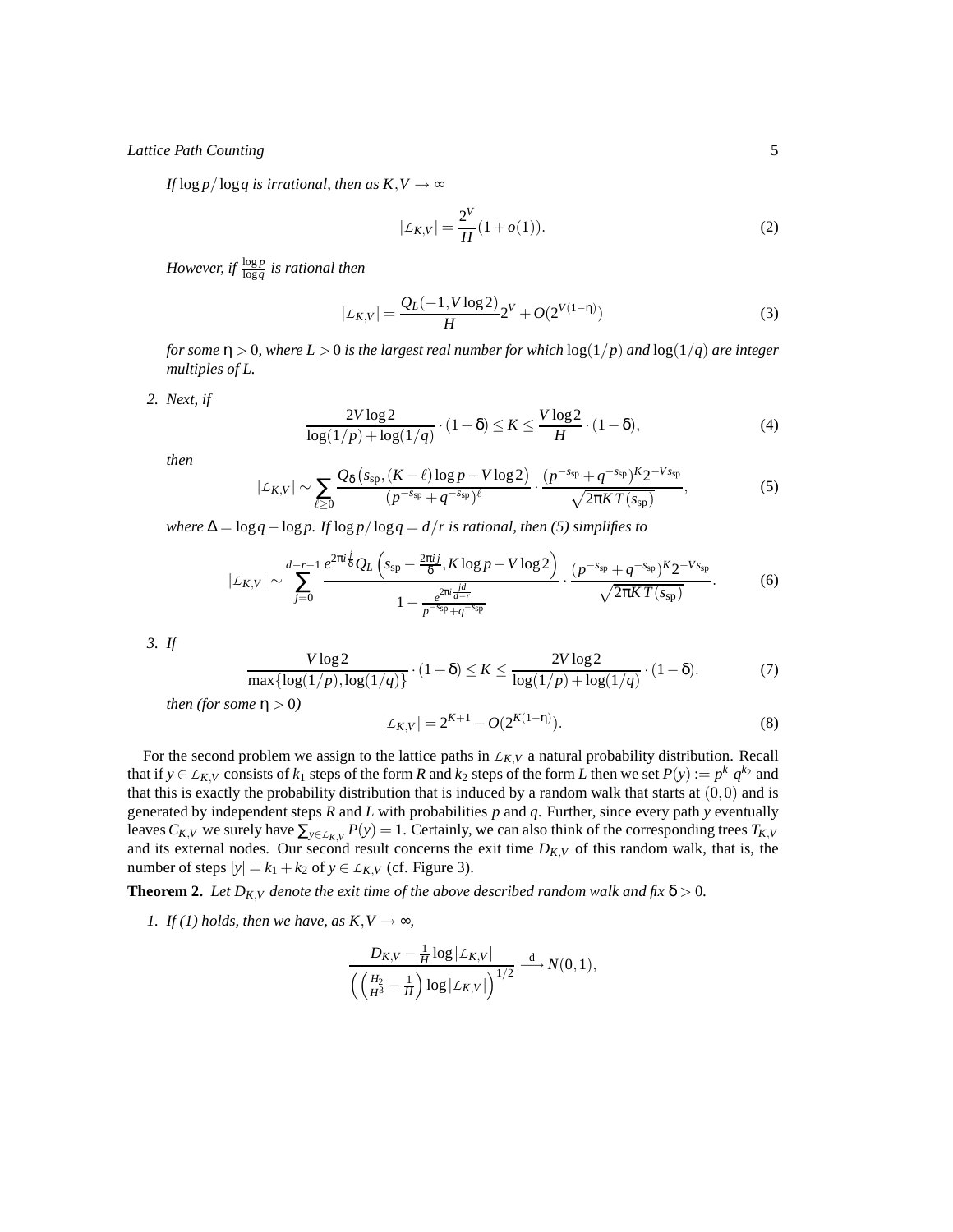*If $\log p/\log q$ is irrational, then as $K, V \to \infty$*

$$|\mathcal{L}_{K,V}| = \frac{2^V}{H}(1+o(1)). \tag{2}$$

*However, if $\frac{\log p}{\log q}$ is rational then*

$$|\mathcal{L}_{K,V}| = \frac{Q_L(-1, V\log 2)}{H} 2^V + O(2^{V(1-\eta)}) \tag{3}$$

*for some $\eta > 0$, where $L > 0$ is the largest real number for which $\log(1/p)$ and $\log(1/q)$ are integer multiples of $L$.*

2. *Next, if*

$$\frac{2V\log 2}{\log(1/p)+\log(1/q)} \cdot (1+\delta) \le K \le \frac{V\log 2}{H} \cdot (1-\delta), \tag{4}$$

*then*

$$|\mathcal{L}_{K,V}| \sim \sum_{\ell \ge 0} \frac{Q_\delta\left(s_{\rm sp}, (K-\ell)\log p - V\log 2\right)}{(p^{-s_{\rm sp}} + q^{-s_{\rm sp}})^\ell} \cdot \frac{(p^{-s_{\rm sp}} + q^{-s_{\rm sp}})^K 2^{-V s_{\rm sp}}}{\sqrt{2\pi K T(s_{\rm sp})}}, \tag{5}$$

*where $\Delta = \log q - \log p$. If $\log p/\log q = d/r$ is rational, then (5) simplifies to*

$$|\mathcal{L}_{K,V}| \sim \sum_{j=0}^{d-r-1} \frac{e^{2\pi i \frac{j}{\delta}} Q_L\left(s_{\rm sp} - \frac{2\pi i j}{\delta}, K\log p - V\log 2\right)}{1 - \frac{e^{2\pi i \frac{jd}{d-r}}}{p^{-s_{\rm sp}} + q^{-s_{\rm sp}}}} \cdot \frac{(p^{-s_{\rm sp}} + q^{-s_{\rm sp}})^K 2^{-V s_{\rm sp}}}{\sqrt{2\pi K T(s_{\rm sp})}}. \tag{6}$$

3. *If*

$$\frac{V\log 2}{\max\{\log(1/p), \log(1/q)\}} \cdot (1+\delta) \le K \le \frac{2V\log 2}{\log(1/p)+\log(1/q)} \cdot (1-\delta). \tag{7}$$

*then (for some $\eta > 0$)*

$$|\mathcal{L}_{K,V}| = 2^{K+1} - O(2^{K(1-\eta)}). \tag{8}$$

For the second problem we assign to the lattice paths in $\mathcal{L}_{K,V}$ a natural probability distribution. Recall that if $y \in \mathcal{L}_{K,V}$ consists of $k_1$ steps of the form $R$ and $k_2$ steps of the form $L$ then we set $P(y) := p^{k_1} q^{k_2}$ and that this is exactly the probability distribution that is induced by a random walk that starts at $(0,0)$ and is generated by independent steps $R$ and $L$ with probabilities $p$ and $q$. Further, since every path $y$ eventually leaves $C_{K,V}$ we surely have $\sum_{y\in\mathcal{L}_{K,V}} P(y) = 1$. Certainly, we can also think of the corresponding trees $T_{K,V}$ and its external nodes. Our second result concerns the exit time $D_{K,V}$ of this random walk, that is, the number of steps $|y| = k_1 + k_2$ of $y \in \mathcal{L}_{K,V}$ (cf. Figure 3).

**Theorem 2.** *Let $D_{K,V}$ denote the exit time of the above described random walk and fix $\delta > 0$.*

1. *If (1) holds, then we have, as $K, V \to \infty$,*

$$\frac{D_{K,V} - \frac{1}{H}\log|\mathcal{L}_{K,V}|}{\left(\left(\frac{H_2}{H^3} - \frac{1}{H}\right)\log|\mathcal{L}_{K,V}|\right)^{1/2}} \xrightarrow{\ d\ } N(0,1),$$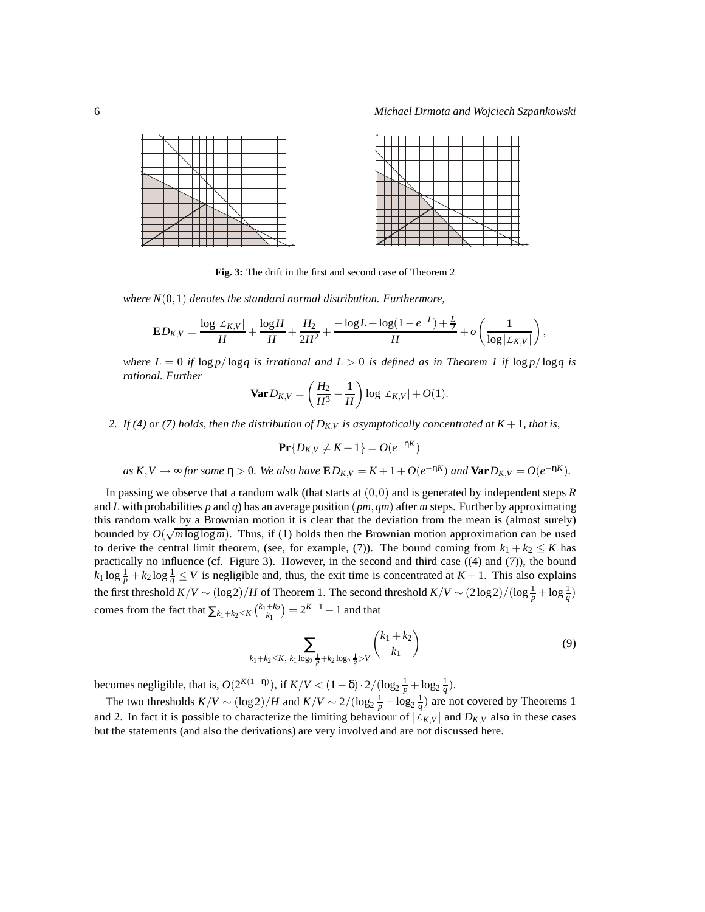**Fig. 3:** The drift in the first and second case of Theorem 2

*where $N(0,1)$ denotes the standard normal distribution. Furthermore,*

$$\mathbf{E}\, D_{K,V} = \frac{\log |\mathcal{L}_{K,V}|}{H} + \frac{\log H}{H} + \frac{H_2}{2H^2} + \frac{-\log L + \log(1-e^{-L}) + \frac{L}{2}}{H} + o\left(\frac{1}{\log |\mathcal{L}_{K,V}|}\right),$$

*where $L = 0$ if $\log p / \log q$ is irrational and $L > 0$ is defined as in Theorem 1 if $\log p / \log q$ is rational. Further*

$$\mathbf{Var}\, D_{K,V} = \left(\frac{H_2}{H^3} - \frac{1}{H}\right) \log |\mathcal{L}_{K,V}| + O(1).$$

*2. If (4) or (7) holds, then the distribution of $D_{K,V}$ is asymptotically concentrated at $K+1$, that is,*

$$\mathbf{Pr}\{D_{K,V} \neq K+1\} = O(e^{-\eta K})$$

*as $K, V \to \infty$ for some $\eta > 0$. We also have $\mathbf{E}\, D_{K,V} = K + 1 + O(e^{-\eta K})$ and $\mathbf{Var}\, D_{K,V} = O(e^{-\eta K})$.*

In passing we observe that a random walk (that starts at $(0,0)$ and is generated by independent steps $R$ and $L$ with probabilities $p$ and $q$) has an average position $(pm, qm)$ after $m$ steps. Further by approximating this random walk by a Brownian motion it is clear that the deviation from the mean is (almost surely) bounded by $O(\sqrt{m \log\log m})$. Thus, if (1) holds then the Brownian motion approximation can be used to derive the central limit theorem, (see, for example, (7)). The bound coming from $k_1 + k_2 \le K$ has practically no influence (cf. Figure 3). However, in the second and third case ((4) and (7)), the bound $k_1 \log \frac{1}{p} + k_2 \log \frac{1}{q} \le V$ is negligible and, thus, the exit time is concentrated at $K+1$. This also explains the first threshold $K/V \sim (\log 2)/H$ of Theorem 1. The second threshold $K/V \sim (2\log 2)/(\log \frac{1}{p} + \log \frac{1}{q})$ comes from the fact that $\sum_{k_1+k_2 \le K} \binom{k_1+k_2}{k_1} = 2^{K+1} - 1$ and that

$$\sum_{k_1+k_2 \le K,\ k_1 \log_2 \frac{1}{p} + k_2 \log_2 \frac{1}{q} > V} \binom{k_1+k_2}{k_1} \tag{9}$$

becomes negligible, that is, $O(2^{K(1-\eta)})$, if $K/V < (1-\delta) \cdot 2/(\log_2 \frac{1}{p} + \log_2 \frac{1}{q})$.

The two thresholds $K/V \sim (\log 2)/H$ and $K/V \sim 2/(\log_2 \frac{1}{p} + \log_2 \frac{1}{q})$ are not covered by Theorems 1 and 2. In fact it is possible to characterize the limiting behaviour of $|\mathcal{L}_{K,V}|$ and $D_{K,V}$ also in these cases but the statements (and also the derivations) are very involved and are not discussed here.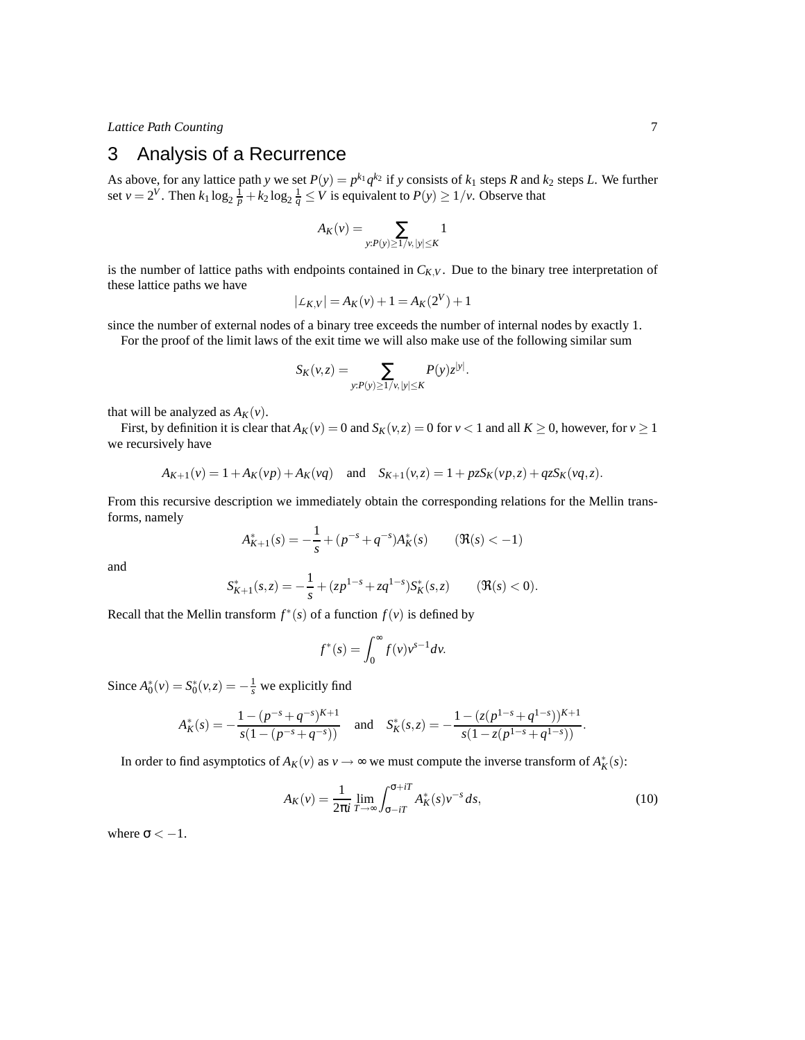# 3 Analysis of a Recurrence

As above, for any lattice path $y$ we set $P(y) = p^{k_1}q^{k_2}$ if $y$ consists of $k_1$ steps $R$ and $k_2$ steps $L$. We further set $v = 2^V$. Then $k_1 \log_2 \frac{1}{p} + k_2 \log_2 \frac{1}{q} \leq V$ is equivalent to $P(y) \geq 1/v$. Observe that

$$A_K(v) = \sum_{y: P(y) \geq 1/v, |y| \leq K} 1$$

is the number of lattice paths with endpoints contained in $C_{K,V}$. Due to the binary tree interpretation of these lattice paths we have

$$|\mathcal{L}_{K,V}| = A_K(v) + 1 = A_K(2^V) + 1$$

since the number of external nodes of a binary tree exceeds the number of internal nodes by exactly 1.

For the proof of the limit laws of the exit time we will also make use of the following similar sum

$$S_K(v,z) = \sum_{y: P(y) \geq 1/v, |y| \leq K} P(y) z^{|y|}.$$

that will be analyzed as $A_K(v)$.

First, by definition it is clear that $A_K(v) = 0$ and $S_K(v,z) = 0$ for $v < 1$ and all $K \geq 0$, however, for $v \geq 1$ we recursively have

$$A_{K+1}(v) = 1 + A_K(vp) + A_K(vq) \quad \text{and} \quad S_{K+1}(v,z) = 1 + pzS_K(vp,z) + qzS_K(vq,z).$$

From this recursive description we immediately obtain the corresponding relations for the Mellin transforms, namely

$$A^*_{K+1}(s) = -\frac{1}{s} + (p^{-s} + q^{-s})A^*_K(s) \qquad (\Re(s) < -1)$$

and

$$S^*_{K+1}(s,z) = -\frac{1}{s} + (zp^{1-s} + zq^{1-s})S^*_K(s,z) \qquad (\Re(s) < 0).$$

Recall that the Mellin transform $f^*(s)$ of a function $f(v)$ is defined by

$$f^*(s) = \int_0^\infty f(v) v^{s-1} dv.$$

Since $A^*_0(v) = S^*_0(v,z) = -\frac{1}{s}$ we explicitly find

$$A^*_K(s) = -\frac{1 - (p^{-s} + q^{-s})^{K+1}}{s(1 - (p^{-s} + q^{-s}))} \quad \text{and} \quad S^*_K(s,z) = -\frac{1 - (z(p^{1-s} + q^{1-s}))^{K+1}}{s(1 - z(p^{1-s} + q^{1-s}))}.$$

In order to find asymptotics of $A_K(v)$ as $v \to \infty$ we must compute the inverse transform of $A^*_K(s)$:

$$A_K(v) = \frac{1}{2\pi i} \lim_{T \to \infty} \int_{\sigma - iT}^{\sigma + iT} A^*_K(s) v^{-s} ds, \tag{10}$$

where $\sigma < -1$.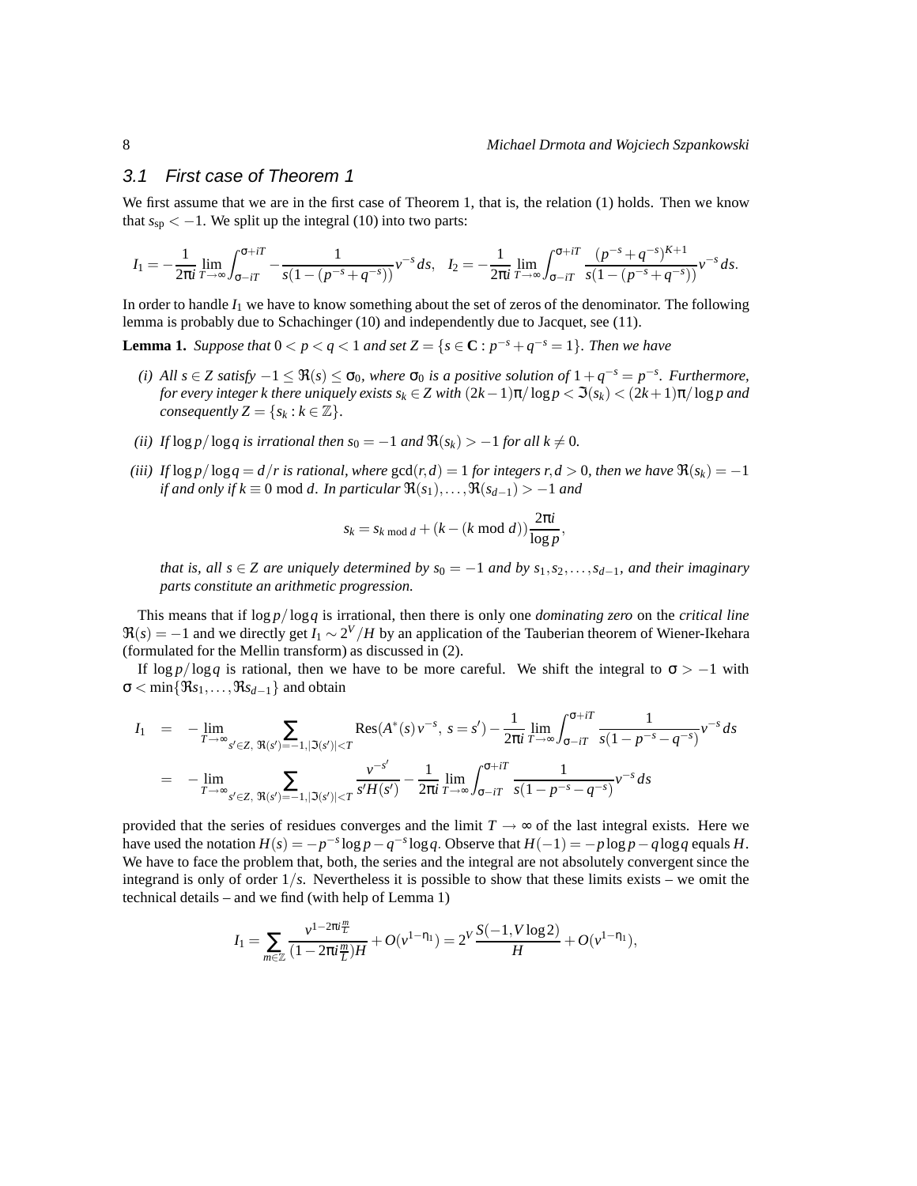### 3.1 First case of Theorem 1

We first assume that we are in the first case of Theorem 1, that is, the relation (1) holds. Then we know that $s_{\rm sp} < -1$. We split up the integral (10) into two parts:

$$I_1 = -\frac{1}{2\pi i}\lim_{T\to\infty}\int_{\sigma-iT}^{\sigma+iT} -\frac{1}{s(1-(p^{-s}+q^{-s}))}v^{-s}\,ds, \quad I_2 = -\frac{1}{2\pi i}\lim_{T\to\infty}\int_{\sigma-iT}^{\sigma+iT} \frac{(p^{-s}+q^{-s})^{K+1}}{s(1-(p^{-s}+q^{-s}))}v^{-s}\,ds.$$

In order to handle $I_1$ we have to know something about the set of zeros of the denominator. The following lemma is probably due to Schachinger (10) and independently due to Jacquet, see (11).

**Lemma 1.** *Suppose that $0<p<q<1$ and set $Z = \{s\in \mathbf{C} : p^{-s}+q^{-s} = 1\}$. Then we have*

*(i) All $s\in Z$ satisfy $-1 \le \Re(s) \le \sigma_0$, where $\sigma_0$ is a positive solution of $1+q^{-s} = p^{-s}$. Furthermore, for every integer $k$ there uniquely exists $s_k\in Z$ with $(2k-1)\pi/\log p < \Im(s_k) < (2k+1)\pi/\log p$ and consequently $Z = \{s_k : k\in\mathbb{Z}\}$.*

*(ii) If $\log p/\log q$ is irrational then $s_0 = -1$ and $\Re(s_k) > -1$ for all $k\ne 0$.*

*(iii) If $\log p/\log q = d/r$ is rational, where $\gcd(r,d) = 1$ for integers $r,d>0$, then we have $\Re(s_k) = -1$ if and only if $k\equiv 0 \bmod d$. In particular $\Re(s_1),\ldots,\Re(s_{d-1}) > -1$ and*

$$s_k = s_{k \bmod d} + (k-(k \bmod d))\frac{2\pi i}{\log p},$$

*that is, all $s\in Z$ are uniquely determined by $s_0 = -1$ and by $s_1, s_2, \ldots, s_{d-1}$, and their imaginary parts constitute an arithmetic progression.*

This means that if $\log p/\log q$ is irrational, then there is only one *dominating zero* on the *critical line* $\Re(s) = -1$ and we directly get $I_1 \sim 2^V/H$ by an application of the Tauberian theorem of Wiener-Ikehara (formulated for the Mellin transform) as discussed in (2).

If $\log p/\log q$ is rational, then we have to be more careful. We shift the integral to $\sigma > -1$ with $\sigma < \min\{\Re s_1,\ldots,\Re s_{d-1}\}$ and obtain

$$\begin{aligned}
I_1 &= -\lim_{T\to\infty}\sum_{s'\in Z,\ \Re(s')=-1, |\Im(s')|<T} \mathrm{Res}(A^*(s)\,v^{-s},\ s=s') - \frac{1}{2\pi i}\lim_{T\to\infty}\int_{\sigma-iT}^{\sigma+iT}\frac{1}{s(1-p^{-s}-q^{-s})}v^{-s}\,ds \\
&= -\lim_{T\to\infty}\sum_{s'\in Z,\ \Re(s')=-1, |\Im(s')|<T} \frac{v^{-s'}}{s'H(s')} - \frac{1}{2\pi i}\lim_{T\to\infty}\int_{\sigma-iT}^{\sigma+iT}\frac{1}{s(1-p^{-s}-q^{-s})}v^{-s}\,ds
\end{aligned}$$

provided that the series of residues converges and the limit $T\to\infty$ of the last integral exists. Here we have used the notation $H(s) = -p^{-s}\log p - q^{-s}\log q$. Observe that $H(-1) = -p\log p - q\log q$ equals $H$. We have to face the problem that, both, the series and the integral are not absolutely convergent since the integrand is only of order $1/s$. Nevertheless it is possible to show that these limits exists – we omit the technical details – and we find (with help of Lemma 1)

$$I_1 = \sum_{m\in\mathbb{Z}} \frac{v^{1-2\pi i\frac{m}{L}}}{(1-2\pi i\frac{m}{L})H} + O(v^{1-\eta_1}) = 2^V\frac{S(-1,V\log 2)}{H} + O(v^{1-\eta_1}),$$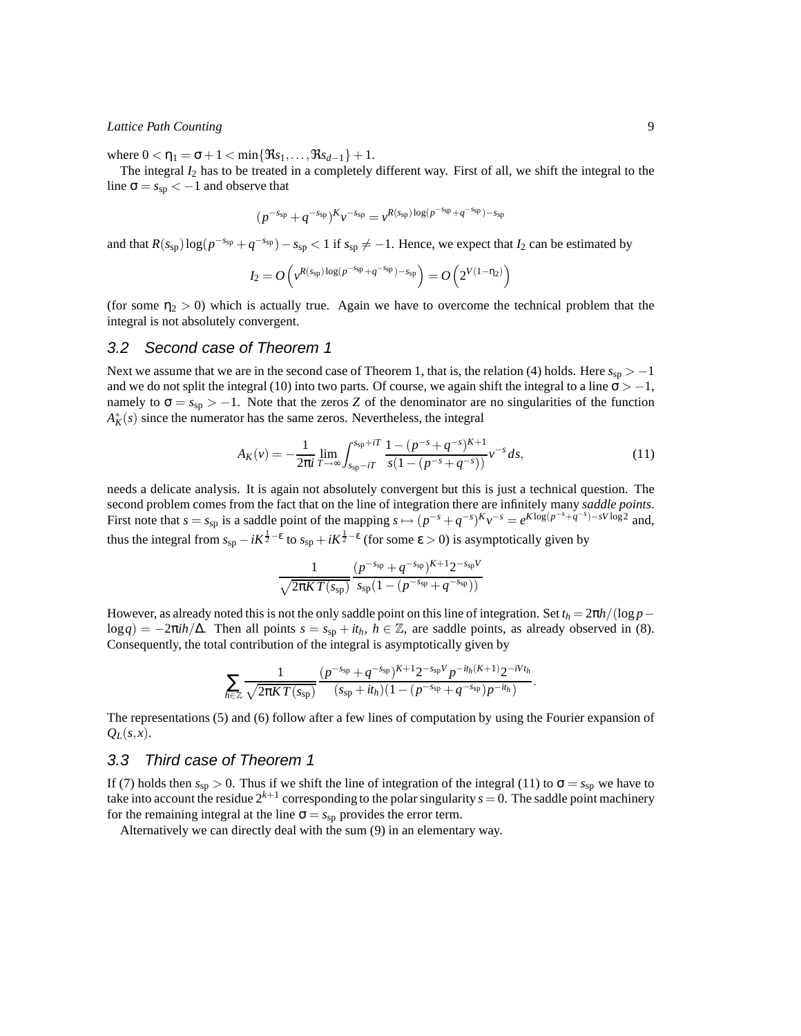where $0 < \eta_1 = \sigma + 1 < \min\{\Re s_1, \ldots, \Re s_{d-1}\} + 1$.

The integral $I_2$ has to be treated in a completely different way. First of all, we shift the integral to the line $\sigma = s_{\rm sp} < -1$ and observe that

$$(p^{-s_{\rm sp}} + q^{-s_{\rm sp}})^K v^{-s_{\rm sp}} = v^{R(s_{\rm sp})\log(p^{-s_{\rm sp}}+q^{-s_{\rm sp}})-s_{\rm sp}}$$

and that $R(s_{\rm sp})\log(p^{-s_{\rm sp}} + q^{-s_{\rm sp}}) - s_{\rm sp} < 1$ if $s_{\rm sp} \neq -1$. Hence, we expect that $I_2$ can be estimated by

$$I_2 = O\left(v^{R(s_{\rm sp})\log(p^{-s_{\rm sp}}+q^{-s_{\rm sp}})-s_{\rm sp}}\right) = O\left(2^{V(1-\eta_2)}\right)$$

(for some $\eta_2 > 0$) which is actually true. Again we have to overcome the technical problem that the integral is not absolutely convergent.

## 3.2 Second case of Theorem 1

Next we assume that we are in the second case of Theorem 1, that is, the relation (4) holds. Here $s_{\rm sp} > -1$ and we do not split the integral (10) into two parts. Of course, we again shift the integral to a line $\sigma > -1$, namely to $\sigma = s_{\rm sp} > -1$. Note that the zeros $Z$ of the denominator are no singularities of the function $A_K^*(s)$ since the numerator has the same zeros. Nevertheless, the integral

$$A_K(v) = -\frac{1}{2\pi i}\lim_{T\to\infty}\int_{s_{\rm sp}-iT}^{s_{\rm sp}+iT} \frac{1-(p^{-s}+q^{-s})^{K+1}}{s(1-(p^{-s}+q^{-s}))} v^{-s}\,ds, \tag{11}$$

needs a delicate analysis. It is again not absolutely convergent but this is just a technical question. The second problem comes from the fact that on the line of integration there are infinitely many *saddle points*. First note that $s = s_{\rm sp}$ is a saddle point of the mapping $s \mapsto (p^{-s}+q^{-s})^K v^{-s} = e^{K\log(p^{-s}+q^{-s}) - sV\log 2}$ and, thus the integral from $s_{\rm sp} - iK^{\frac{1}{2}-\varepsilon}$ to $s_{\rm sp} + iK^{\frac{1}{2}-\varepsilon}$ (for some $\varepsilon > 0$) is asymptotically given by

$$\frac{1}{\sqrt{2\pi K T(s_{\rm sp})}} \frac{(p^{-s_{\rm sp}}+q^{-s_{\rm sp}})^{K+1} 2^{-s_{\rm sp}V}}{s_{\rm sp}(1-(p^{-s_{\rm sp}}+q^{-s_{\rm sp}}))}$$

However, as already noted this is not the only saddle point on this line of integration. Set $t_h = 2\pi h/(\log p - \log q) = -2\pi i h/\Delta$. Then all points $s = s_{\rm sp} + it_h$, $h \in \mathbb{Z}$, are saddle points, as already observed in (8). Consequently, the total contribution of the integral is asymptotically given by

$$\sum_{h\in\mathbb{Z}} \frac{1}{\sqrt{2\pi K T(s_{\rm sp})}} \frac{(p^{-s_{\rm sp}}+q^{-s_{\rm sp}})^{K+1} 2^{-s_{\rm sp}V} p^{-it_h(K+1)} 2^{-iVt_h}}{(s_{\rm sp}+it_h)(1-(p^{-s_{\rm sp}}+q^{-s_{\rm sp}})p^{-it_h})}.$$

The representations (5) and (6) follow after a few lines of computation by using the Fourier expansion of $Q_L(s,x)$.

## 3.3 Third case of Theorem 1

If (7) holds then $s_{\rm sp} > 0$. Thus if we shift the line of integration of the integral (11) to $\sigma = s_{\rm sp}$ we have to take into account the residue $2^{k+1}$ corresponding to the polar singularity $s = 0$. The saddle point machinery for the remaining integral at the line $\sigma = s_{\rm sp}$ provides the error term.

Alternatively we can directly deal with the sum (9) in an elementary way.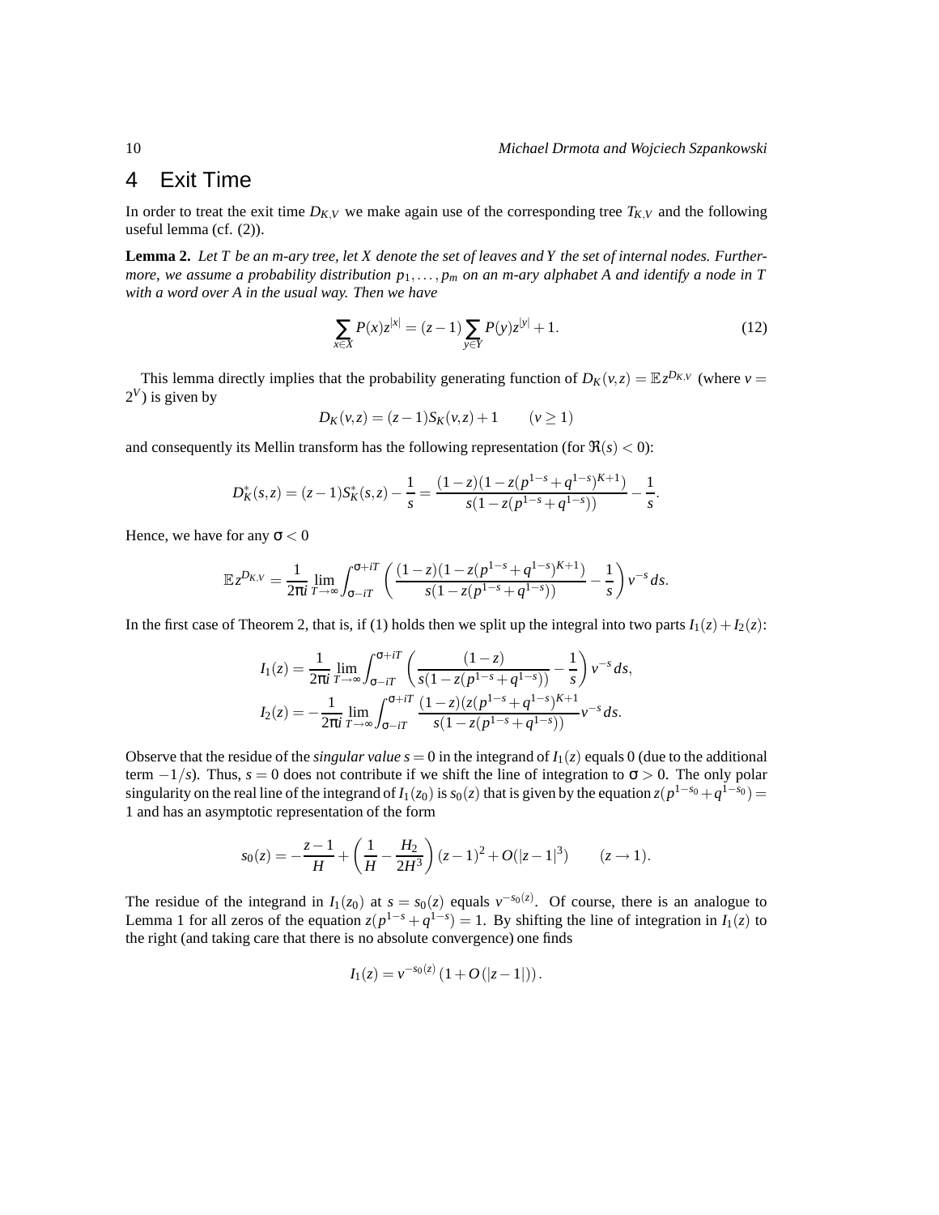## 4 Exit Time

In order to treat the exit time $D_{K,V}$ we make again use of the corresponding tree $T_{K,V}$ and the following useful lemma (cf. (2)).

**Lemma 2.** *Let $T$ be an m-ary tree, let $X$ denote the set of leaves and $Y$ the set of internal nodes. Furthermore, we assume a probability distribution $p_1,\dots,p_m$ on an m-ary alphabet $A$ and identify a node in $T$ with a word over $A$ in the usual way. Then we have*

$$\sum_{x\in X} P(x)z^{|x|} = (z-1)\sum_{y\in Y} P(y)z^{|y|} + 1. \tag{12}$$

This lemma directly implies that the probability generating function of $D_K(v,z) = \mathbb{E}z^{D_{K,V}}$ (where $v = 2^V$) is given by

$$D_K(v,z) = (z-1)S_K(v,z) + 1 \qquad (v \geq 1)$$

and consequently its Mellin transform has the following representation (for $\Re(s) < 0$):

$$D_K^*(s,z) = (z-1)S_K^*(s,z) - \frac{1}{s} = \frac{(1-z)(1-z(p^{1-s}+q^{1-s})^{K+1})}{s(1-z(p^{1-s}+q^{1-s}))} - \frac{1}{s}.$$

Hence, we have for any $\sigma < 0$

$$\mathbb{E}z^{D_{K,V}} = \frac{1}{2\pi i}\lim_{T\to\infty}\int_{\sigma-iT}^{\sigma+iT}\left(\frac{(1-z)(1-z(p^{1-s}+q^{1-s})^{K+1})}{s(1-z(p^{1-s}+q^{1-s}))} - \frac{1}{s}\right)v^{-s}\,ds.$$

In the first case of Theorem 2, that is, if (1) holds then we split up the integral into two parts $I_1(z)+I_2(z)$:

$$I_1(z) = \frac{1}{2\pi i}\lim_{T\to\infty}\int_{\sigma-iT}^{\sigma+iT}\left(\frac{(1-z)}{s(1-z(p^{1-s}+q^{1-s}))} - \frac{1}{s}\right)v^{-s}\,ds,$$
$$I_2(z) = -\frac{1}{2\pi i}\lim_{T\to\infty}\int_{\sigma-iT}^{\sigma+iT}\frac{(1-z)(z(p^{1-s}+q^{1-s})^{K+1}}{s(1-z(p^{1-s}+q^{1-s}))}v^{-s}\,ds.$$

Observe that the residue of the *singular value* $s=0$ in the integrand of $I_1(z)$ equals 0 (due to the additional term $-1/s$). Thus, $s=0$ does not contribute if we shift the line of integration to $\sigma > 0$. The only polar singularity on the real line of the integrand of $I_1(z_0)$ is $s_0(z)$ that is given by the equation $z(p^{1-s_0}+q^{1-s_0}) = 1$ and has an asymptotic representation of the form

$$s_0(z) = -\frac{z-1}{H} + \left(\frac{1}{H} - \frac{H_2}{2H^3}\right)(z-1)^2 + O(|z-1|^3) \qquad (z\to 1).$$

The residue of the integrand in $I_1(z_0)$ at $s = s_0(z)$ equals $v^{-s_0(z)}$. Of course, there is an analogue to Lemma 1 for all zeros of the equation $z(p^{1-s}+q^{1-s}) = 1$. By shifting the line of integration in $I_1(z)$ to the right (and taking care that there is no absolute convergence) one finds

$$I_1(z) = v^{-s_0(z)}\left(1+O\left(|z-1|\right)\right).$$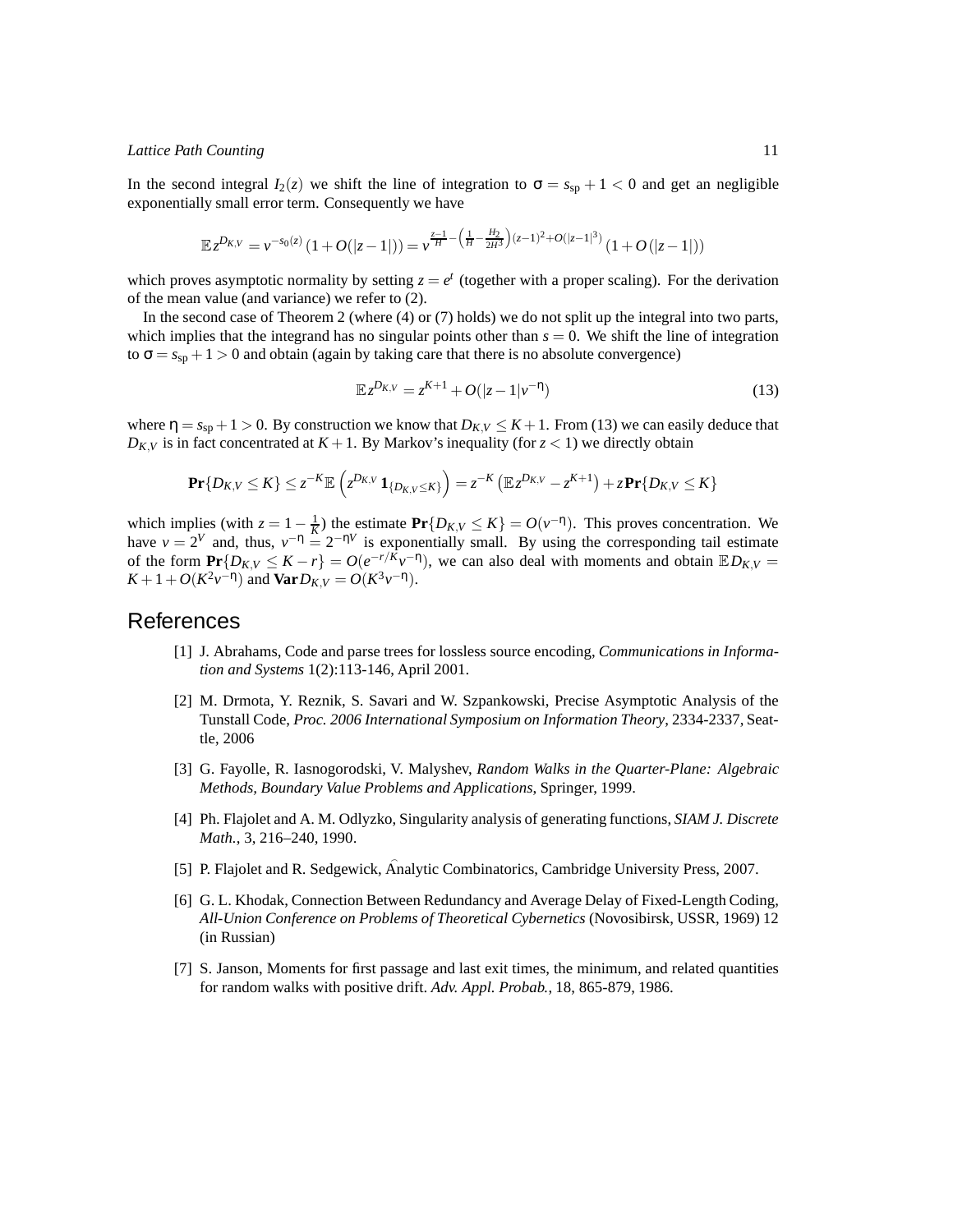In the second integral $I_2(z)$ we shift the line of integration to $\sigma = s_{\rm sp} + 1 < 0$ and get an negligible exponentially small error term. Consequently we have

$$\mathbb{E}\, z^{D_{K,V}} = v^{-s_0(z)}\,(1 + O(|z-1|)) = v^{\frac{z-1}{H} - \left(\frac{1}{H} - \frac{H_2}{2H^3}\right)(z-1)^2 + O(|z-1|^3)}\,(1 + O\,(|z-1|))$$

which proves asymptotic normality by setting $z = e^t$ (together with a proper scaling). For the derivation of the mean value (and variance) we refer to (2).

In the second case of Theorem 2 (where (4) or (7) holds) we do not split up the integral into two parts, which implies that the integrand has no singular points other than $s = 0$. We shift the line of integration to $\sigma = s_{\rm sp} + 1 > 0$ and obtain (again by taking care that there is no absolute convergence)

$$\mathbb{E}\, z^{D_{K,V}} = z^{K+1} + O(|z-1| v^{-\eta}) \tag{13}$$

where $\eta = s_{\rm sp} + 1 > 0$. By construction we know that $D_{K,V} \le K+1$. From (13) we can easily deduce that $D_{K,V}$ is in fact concentrated at $K+1$. By Markov's inequality (for $z < 1$) we directly obtain

$$\mathbf{Pr}\{D_{K,V} \le K\} \le z^{-K}\mathbb{E}\left(z^{D_{K,V}}\,\mathbf{1}_{\{D_{K,V}\le K\}}\right) = z^{-K}\left(\mathbb{E}\, z^{D_{K,V}} - z^{K+1}\right) + z\,\mathbf{Pr}\{D_{K,V} \le K\}$$

which implies (with $z = 1 - \frac{1}{K}$) the estimate $\mathbf{Pr}\{D_{K,V} \le K\} = O(v^{-\eta})$. This proves concentration. We have $v = 2^V$ and, thus, $v^{-\eta} = 2^{-\eta V}$ is exponentially small. By using the corresponding tail estimate of the form $\mathbf{Pr}\{D_{K,V} \le K - r\} = O(e^{-r/K} v^{-\eta})$, we can also deal with moments and obtain $\mathbb{E}\, D_{K,V} = K + 1 + O(K^2 v^{-\eta})$ and $\mathbf{Var}\, D_{K,V} = O(K^3 v^{-\eta})$.

# References

[1] J. Abrahams, Code and parse trees for lossless source encoding, *Communications in Information and Systems* 1(2):113-146, April 2001.

[2] M. Drmota, Y. Reznik, S. Savari and W. Szpankowski, Precise Asymptotic Analysis of the Tunstall Code, *Proc. 2006 International Symposium on Information Theory*, 2334-2337, Seattle, 2006

[3] G. Fayolle, R. Iasnogorodski, V. Malyshev, *Random Walks in the Quarter-Plane: Algebraic Methods, Boundary Value Problems and Applications*, Springer, 1999.

[4] Ph. Flajolet and A. M. Odlyzko, Singularity analysis of generating functions, *SIAM J. Discrete Math.*, 3, 216–240, 1990.

[5] P. Flajolet and R. Sedgewick, Ânalytic Combinatorics, Cambridge University Press, 2007.

[6] G. L. Khodak, Connection Between Redundancy and Average Delay of Fixed-Length Coding, *All-Union Conference on Problems of Theoretical Cybernetics* (Novosibirsk, USSR, 1969) 12 (in Russian)

[7] S. Janson, Moments for first passage and last exit times, the minimum, and related quantities for random walks with positive drift. *Adv. Appl. Probab.*, 18, 865-879, 1986.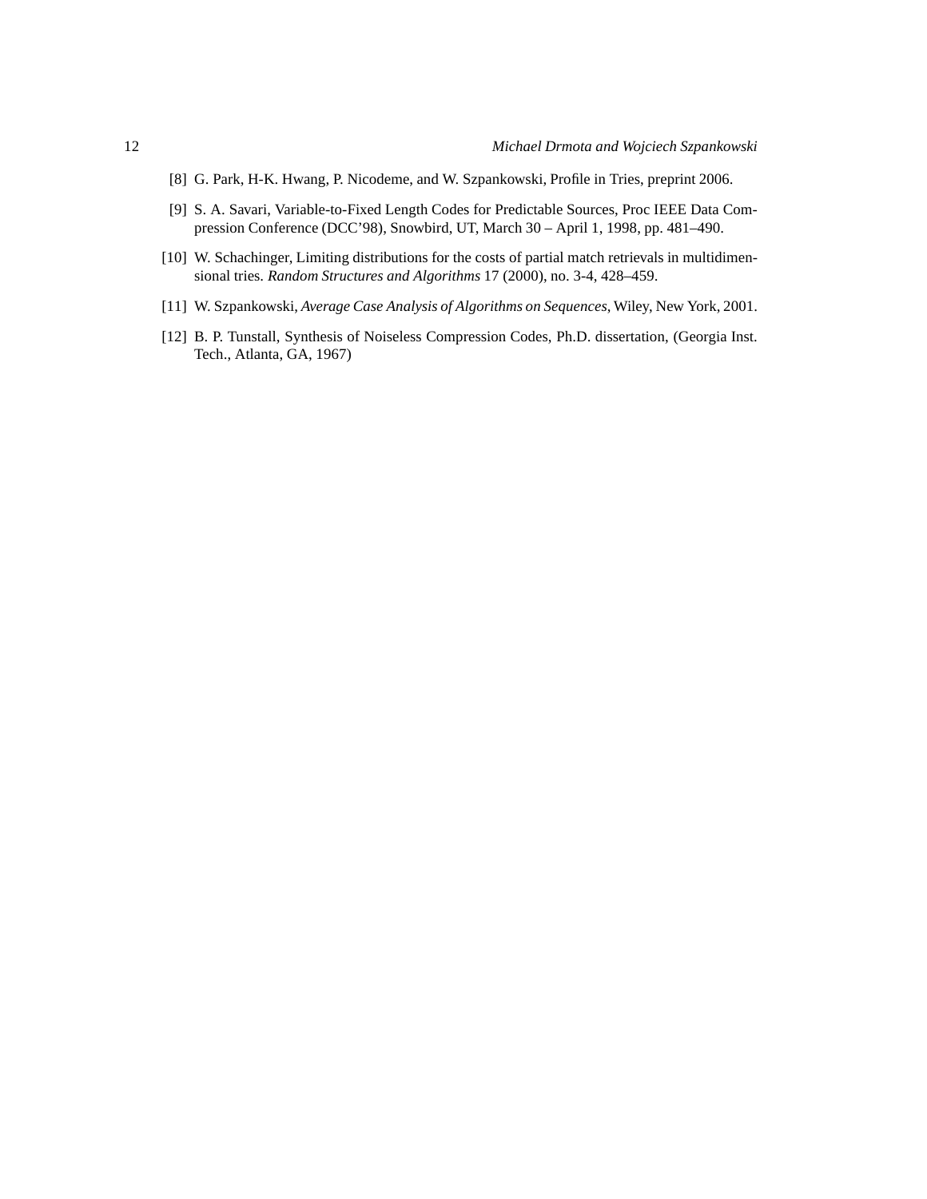[8] G. Park, H-K. Hwang, P. Nicodeme, and W. Szpankowski, Profile in Tries, preprint 2006.

[9] S. A. Savari, Variable-to-Fixed Length Codes for Predictable Sources, Proc IEEE Data Compression Conference (DCC'98), Snowbird, UT, March 30 – April 1, 1998, pp. 481–490.

[10] W. Schachinger, Limiting distributions for the costs of partial match retrievals in multidimensional tries. *Random Structures and Algorithms* 17 (2000), no. 3-4, 428–459.

[11] W. Szpankowski, *Average Case Analysis of Algorithms on Sequences*, Wiley, New York, 2001.

[12] B. P. Tunstall, Synthesis of Noiseless Compression Codes, Ph.D. dissertation, (Georgia Inst. Tech., Atlanta, GA, 1967)